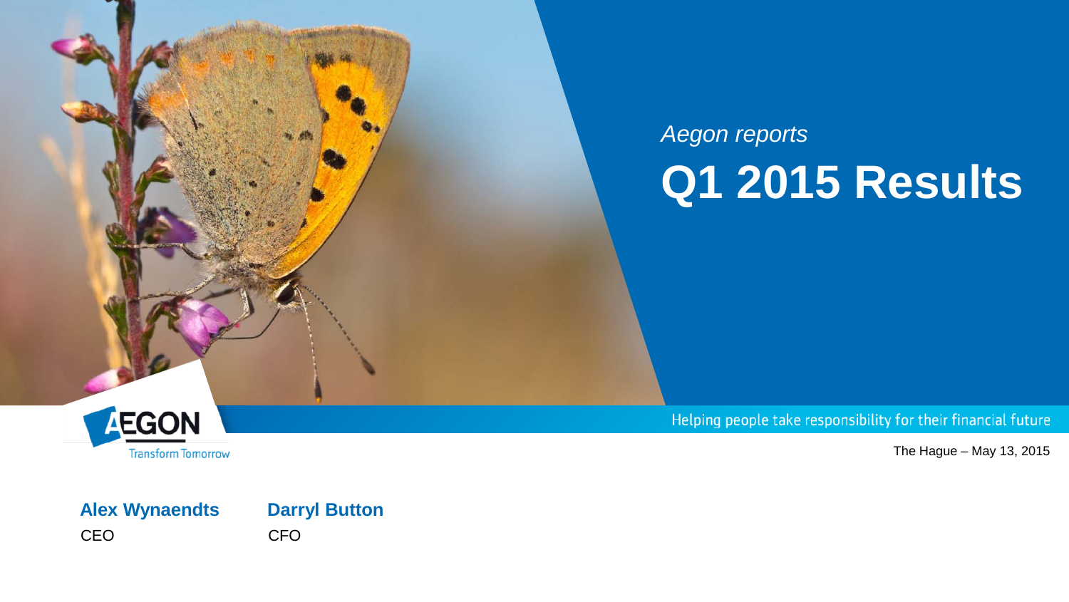*Aegon reports*

# Q1 2015 Results

AEGON

Transform Tomorrow

Helping people take responsibility for their financial future

The Hague – May 13, 2015

**Alex Wynaendts**
CEO

**Darryl Button**
CFO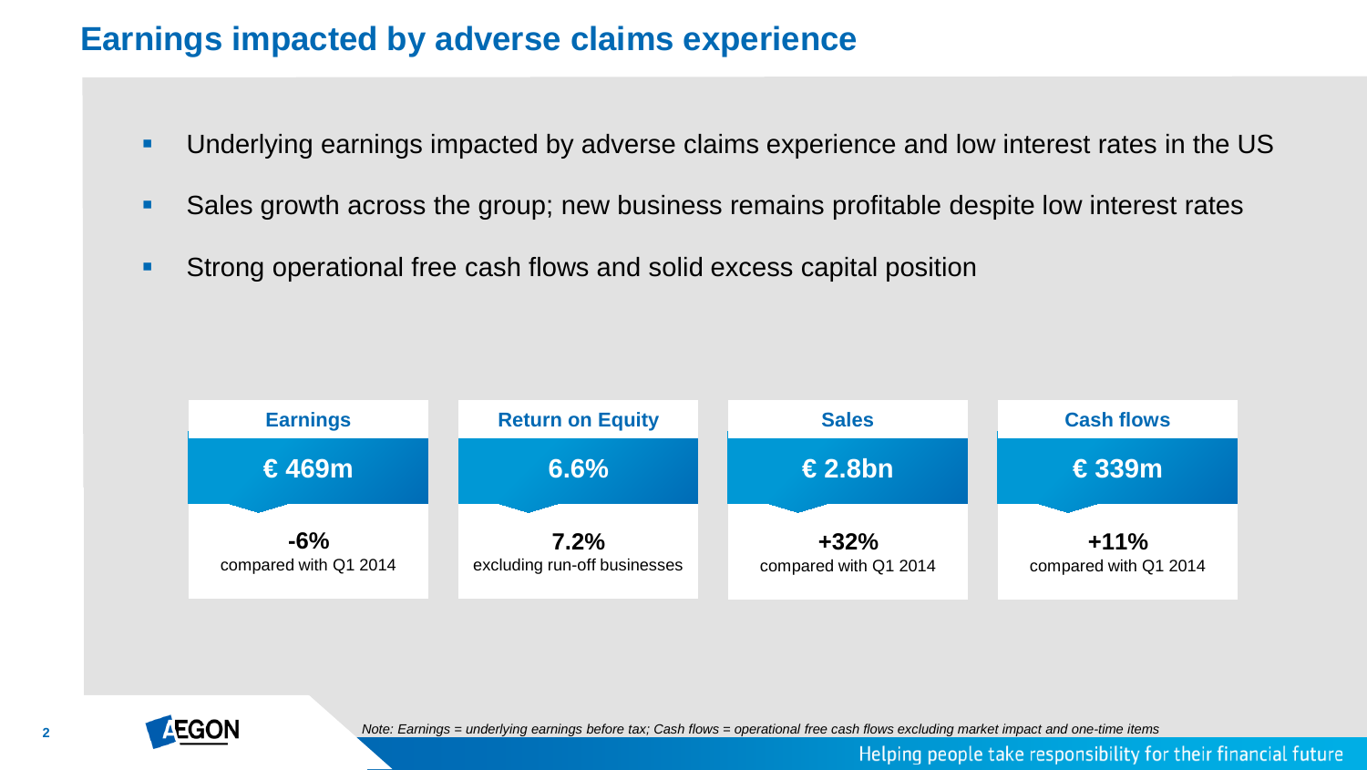# Earnings impacted by adverse claims experience

- Underlying earnings impacted by adverse claims experience and low interest rates in the US
- Sales growth across the group; new business remains profitable despite low interest rates
- Strong operational free cash flows and solid excess capital position

| Earnings | Return on Equity | Sales | Cash flows |
|---|---|---|---|
| **€ 469m** | **6.6%** | **€ 2.8bn** | **€ 339m** |
| **-6%** compared with Q1 2014 | **7.2%** excluding run-off businesses | **+32%** compared with Q1 2014 | **+11%** compared with Q1 2014 |

*Note: Earnings = underlying earnings before tax; Cash flows = operational free cash flows excluding market impact and one-time items*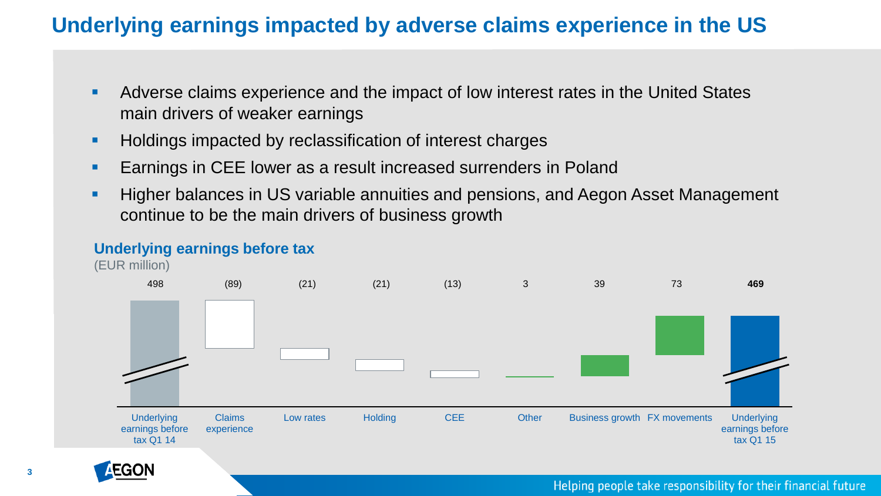# Underlying earnings impacted by adverse claims experience in the US

- Adverse claims experience and the impact of low interest rates in the United States main drivers of weaker earnings
- Holdings impacted by reclassification of interest charges
- Earnings in CEE lower as a result increased surrenders in Poland
- Higher balances in US variable annuities and pensions, and Aegon Asset Management continue to be the main drivers of business growth

## Underlying earnings before tax

(EUR million)

| Underlying earnings before tax Q1 14 | Claims experience | Low rates | Holding | CEE | Other | Business growth | FX movements | Underlying earnings before tax Q1 15 |
|---|---|---|---|---|---|---|---|---|
| 498 | (89) | (21) | (21) | (13) | 3 | 39 | 73 | **469** |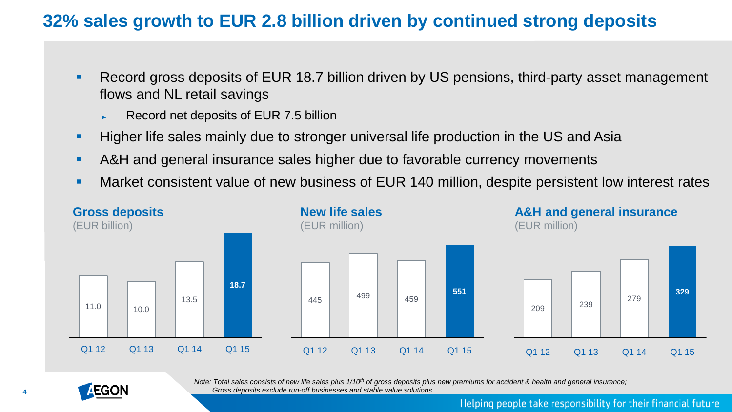# 32% sales growth to EUR 2.8 billion driven by continued strong deposits

- Record gross deposits of EUR 18.7 billion driven by US pensions, third-party asset management flows and NL retail savings
  - Record net deposits of EUR 7.5 billion
- Higher life sales mainly due to stronger universal life production in the US and Asia
- A&H and general insurance sales higher due to favorable currency movements
- Market consistent value of new business of EUR 140 million, despite persistent low interest rates

**Gross deposits**
(EUR billion)

| Q1 12 | Q1 13 | Q1 14 | Q1 15 |
|---|---|---|---|
| 11.0 | 10.0 | 13.5 | **18.7** |

**New life sales**
(EUR million)

| Q1 12 | Q1 13 | Q1 14 | Q1 15 |
|---|---|---|---|
| 445 | 499 | 459 | **551** |

**A&H and general insurance**
(EUR million)

| Q1 12 | Q1 13 | Q1 14 | Q1 15 |
|---|---|---|---|
| 209 | 239 | 279 | **329** |

*Note: Total sales consists of new life sales plus 1/10th of gross deposits plus new premiums for accident & health and general insurance; Gross deposits exclude run-off businesses and stable value solutions*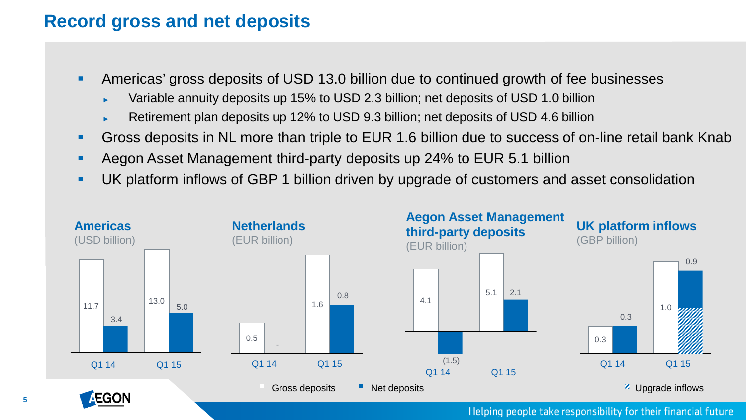# Record gross and net deposits

- Americas' gross deposits of USD 13.0 billion due to continued growth of fee businesses
  - Variable annuity deposits up 15% to USD 2.3 billion; net deposits of USD 1.0 billion
  - Retirement plan deposits up 12% to USD 9.3 billion; net deposits of USD 4.6 billion
- Gross deposits in NL more than triple to EUR 1.6 billion due to success of on-line retail bank Knab
- Aegon Asset Management third-party deposits up 24% to EUR 5.1 billion
- UK platform inflows of GBP 1 billion driven by upgrade of customers and asset consolidation

**Americas** (USD billion)

| | Gross deposits | Net deposits |
|---|---|---|
| Q1 14 | 11.7 | 3.4 |
| Q1 15 | 13.0 | 5.0 |

**Netherlands** (EUR billion)

| | Gross deposits | Net deposits |
|---|---|---|
| Q1 14 | 0.5 | - |
| Q1 15 | 1.6 | 0.8 |

**Aegon Asset Management third-party deposits** (EUR billion)

| | Gross deposits | Net deposits |
|---|---|---|
| Q1 14 | 4.1 | (1.5) |
| Q1 15 | 5.1 | 2.1 |

**UK platform inflows** (GBP billion)

| | Gross deposits | Net deposits |
|---|---|---|
| Q1 14 | 0.3 | 0.3 |
| Q1 15 | 1.0 | 0.9 |

Gross deposits | Net deposits | Upgrade inflows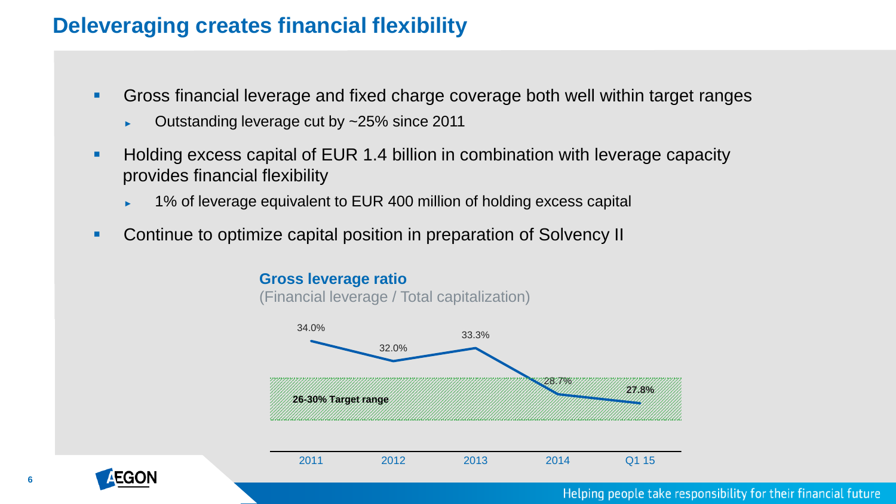# Deleveraging creates financial flexibility

- Gross financial leverage and fixed charge coverage both well within target ranges
  - Outstanding leverage cut by ~25% since 2011
- Holding excess capital of EUR 1.4 billion in combination with leverage capacity provides financial flexibility
  - 1% of leverage equivalent to EUR 400 million of holding excess capital
- Continue to optimize capital position in preparation of Solvency II

**Gross leverage ratio**
(Financial leverage / Total capitalization)

| 2011 | 2012 | 2013 | 2014 | Q1 15 |
|---|---|---|---|---|
| 34.0% | 32.0% | 33.3% | 28.7% | **27.8%** |

**26-30% Target range**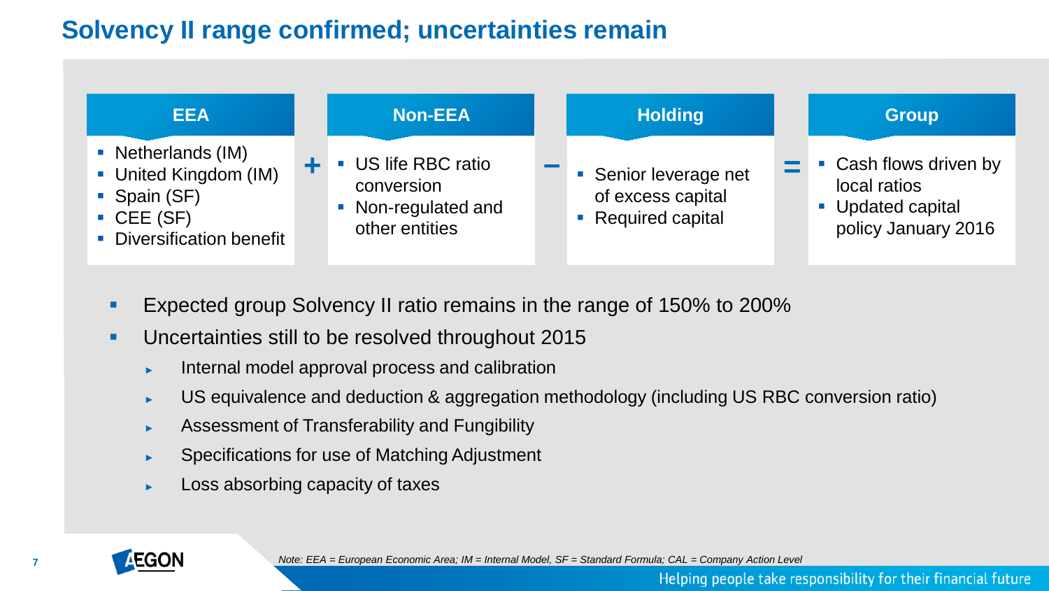# Solvency II range confirmed; uncertainties remain

| EEA | | Non-EEA | | Holding | | Group |
|---|---|---|---|---|---|---|
| Netherlands (IM); United Kingdom (IM); Spain (SF); CEE (SF); Diversification benefit | + | US life RBC ratio conversion; Non-regulated and other entities | – | Senior leverage net of excess capital; Required capital | = | Cash flows driven by local ratios; Updated capital policy January 2016 |

- Expected group Solvency II ratio remains in the range of 150% to 200%
- Uncertainties still to be resolved throughout 2015
  - Internal model approval process and calibration
  - US equivalence and deduction & aggregation methodology (including US RBC conversion ratio)
  - Assessment of Transferability and Fungibility
  - Specifications for use of Matching Adjustment
  - Loss absorbing capacity of taxes

*Note: EEA = European Economic Area; IM = Internal Model, SF = Standard Formula; CAL = Company Action Level*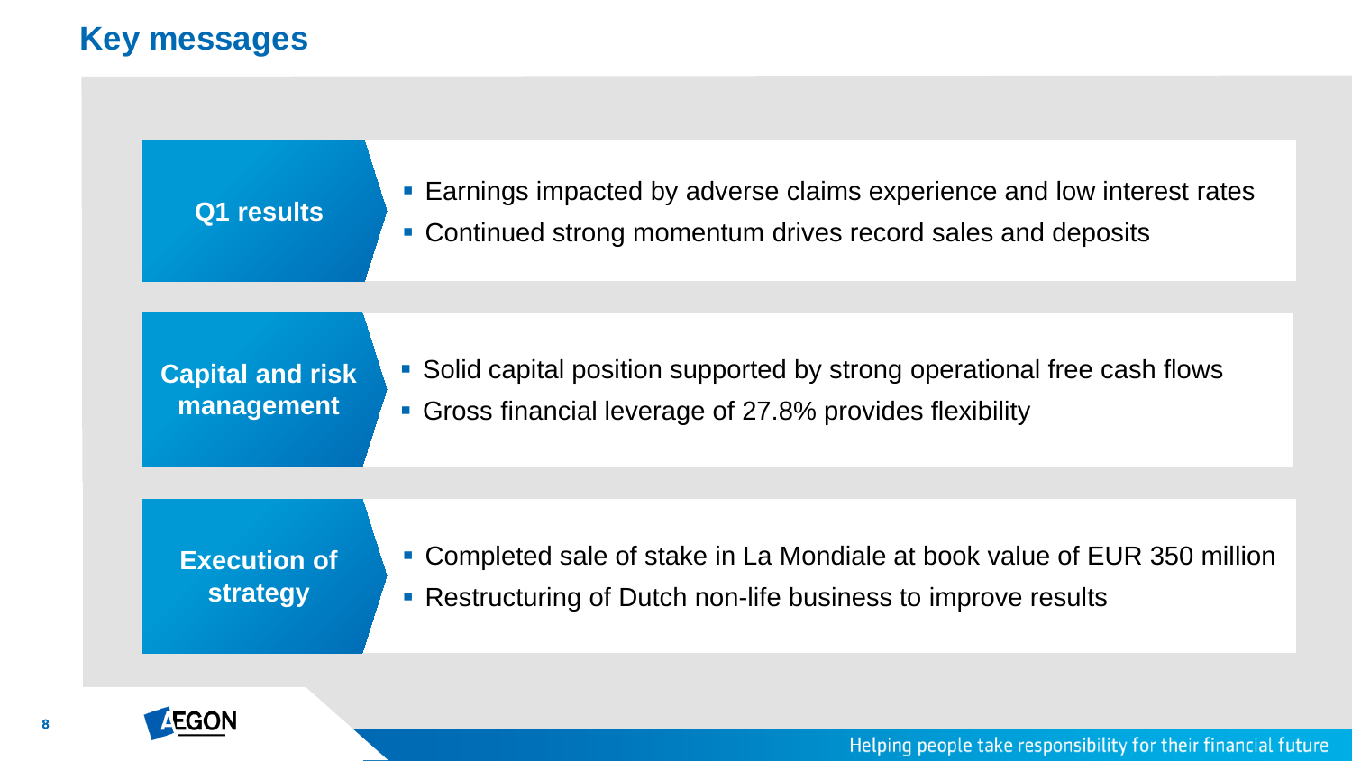# Key messages

### Q1 results

- Earnings impacted by adverse claims experience and low interest rates
- Continued strong momentum drives record sales and deposits

### Capital and risk management

- Solid capital position supported by strong operational free cash flows
- Gross financial leverage of 27.8% provides flexibility

### Execution of strategy

- Completed sale of stake in La Mondiale at book value of EUR 350 million
- Restructuring of Dutch non-life business to improve results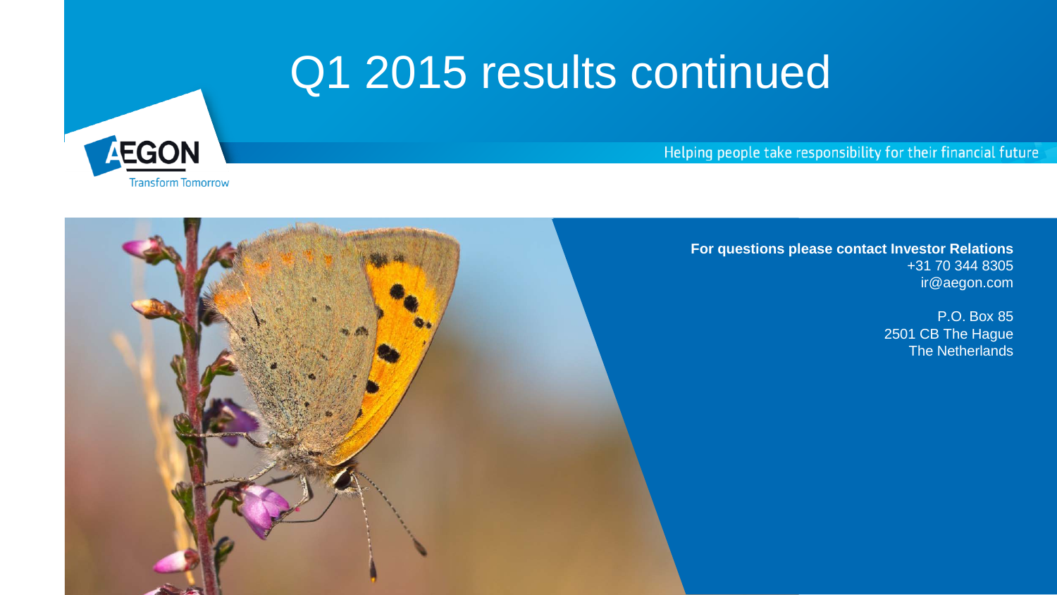# Q1 2015 results continued

AEGON
Transform Tomorrow

Helping people take responsibility for their financial future

**For questions please contact Investor Relations**
+31 70 344 8305
ir@aegon.com

P.O. Box 85
2501 CB The Hague
The Netherlands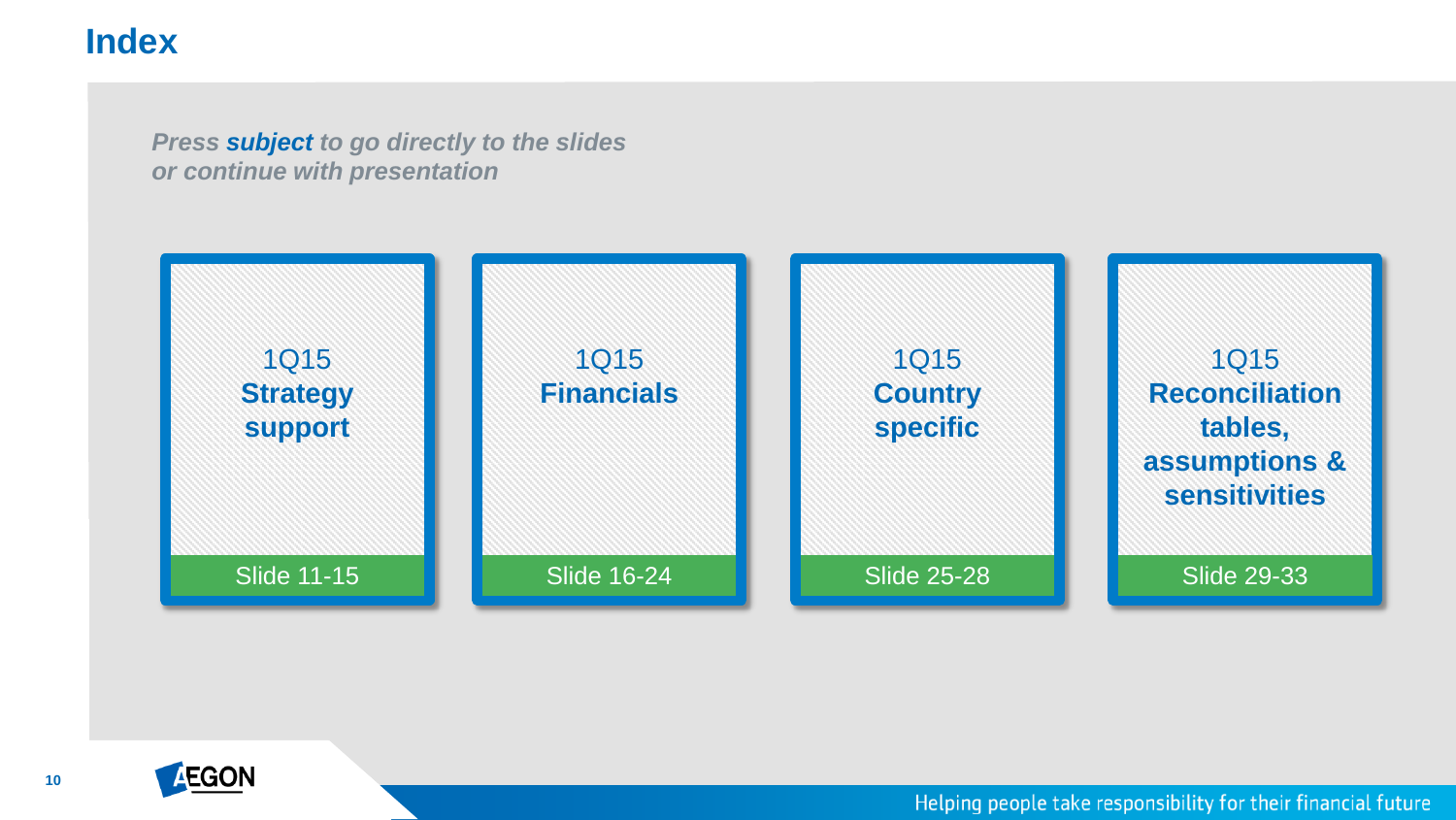# Index

***Press subject to go directly to the slides or continue with presentation***

- 1Q15 **Strategy support** — Slide 11-15
- 1Q15 **Financials** — Slide 16-24
- 1Q15 **Country specific** — Slide 25-28
- 1Q15 **Reconciliation tables, assumptions & sensitivities** — Slide 29-33

Helping people take responsibility for their financial future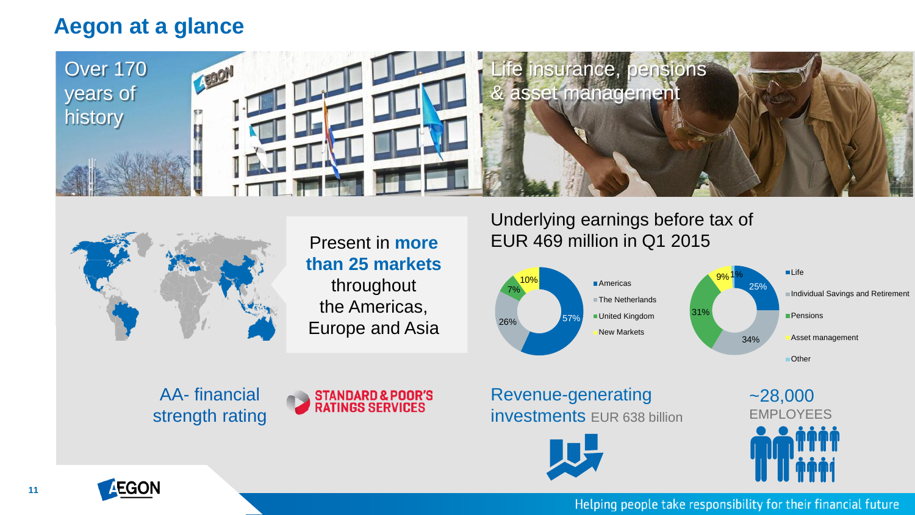# Aegon at a glance

Over 170 years of history

Life insurance, pensions & asset management

Present in **more than 25 markets** throughout the Americas, Europe and Asia

Underlying earnings before tax of EUR 469 million in Q1 2015

| Region | Share |
|---|---|
| Americas | 57% |
| The Netherlands | 26% |
| United Kingdom | 7% |
| New Markets | 10% |

| Line of business | Share |
|---|---|
| Life | 25% |
| Individual Savings and Retirement | 34% |
| Pensions | 31% |
| Asset management | 9% |
| Other | 1% |

AA- financial strength rating

STANDARD & POOR'S RATINGS SERVICES

Revenue-generating investments EUR 638 billion

~28,000 EMPLOYEES

Helping people take responsibility for their financial future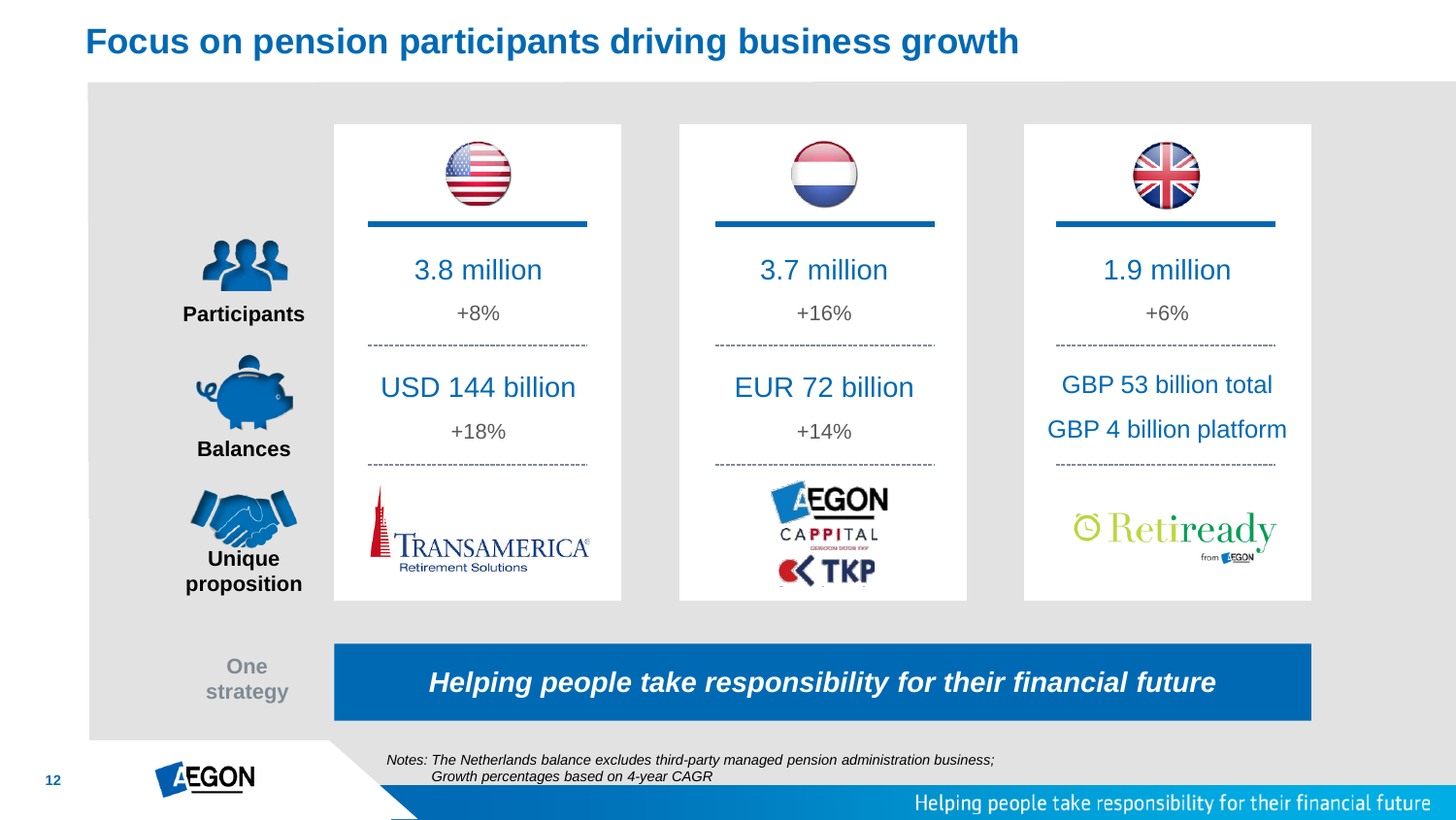# Focus on pension participants driving business growth

| | United States | Netherlands | United Kingdom |
|---|---|---|---|
| **Participants** | 3.8 million<br>+8% | 3.7 million<br>+16% | 1.9 million<br>+6% |
| **Balances** | USD 144 billion<br>+18% | EUR 72 billion<br>+14% | GBP 53 billion total<br>GBP 4 billion platform |
| **Unique proposition** | Transamerica Retirement Solutions | AEGON Cappital, TKP | Retiready from AEGON |

**One strategy**

***Helping people take responsibility for their financial future***

*Notes: The Netherlands balance excludes third-party managed pension administration business; Growth percentages based on 4-year CAGR*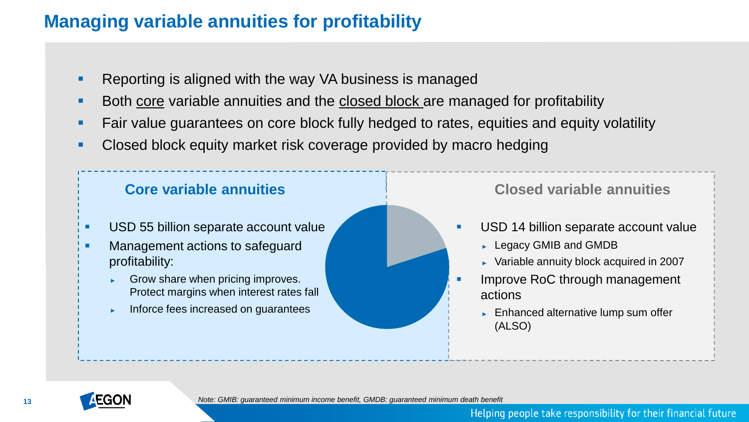# Managing variable annuities for profitability

- Reporting is aligned with the way VA business is managed
- Both core variable annuities and the closed block are managed for profitability
- Fair value guarantees on core block fully hedged to rates, equities and equity volatility
- Closed block equity market risk coverage provided by macro hedging

## Core variable annuities

- USD 55 billion separate account value
- Management actions to safeguard profitability:
  - Grow share when pricing improves. Protect margins when interest rates fall
  - Inforce fees increased on guarantees

## Closed variable annuities

- USD 14 billion separate account value
  - Legacy GMIB and GMDB
  - Variable annuity block acquired in 2007
- Improve RoC through management actions
  - Enhanced alternative lump sum offer (ALSO)

*Note: GMIB: guaranteed minimum income benefit, GMDB: guaranteed minimum death benefit*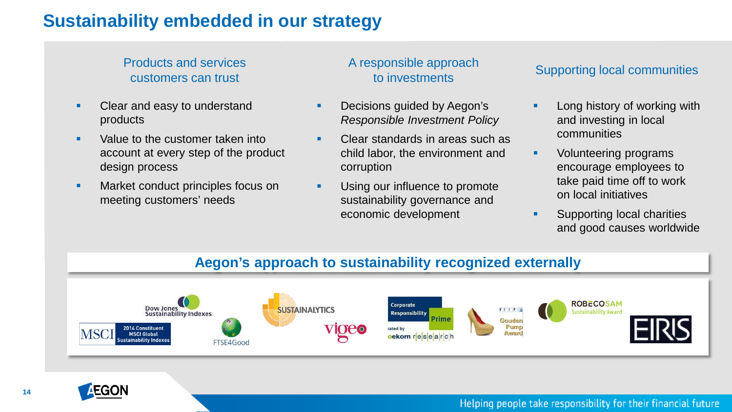# Sustainability embedded in our strategy

## Products and services customers can trust

- Clear and easy to understand products
- Value to the customer taken into account at every step of the product design process
- Market conduct principles focus on meeting customers' needs

## A responsible approach to investments

- Decisions guided by Aegon's *Responsible Investment Policy*
- Clear standards in areas such as child labor, the environment and corruption
- Using our influence to promote sustainability governance and economic development

## Supporting local communities

- Long history of working with and investing in local communities
- Volunteering programs encourage employees to take paid time off to work on local initiatives
- Supporting local charities and good causes worldwide

## Aegon's approach to sustainability recognized externally

Dow Jones Sustainability Indexes

MSCI 2014 Constituent MSCI Global Sustainability Indexes

FTSE4Good

SUSTAINALYTICS

vigeo

Corporate Responsibility Prime rated by oekom research

Gouden Pump Award

ROBECOSAM Sustainability Award

EIRIS

Helping people take responsibility for their financial future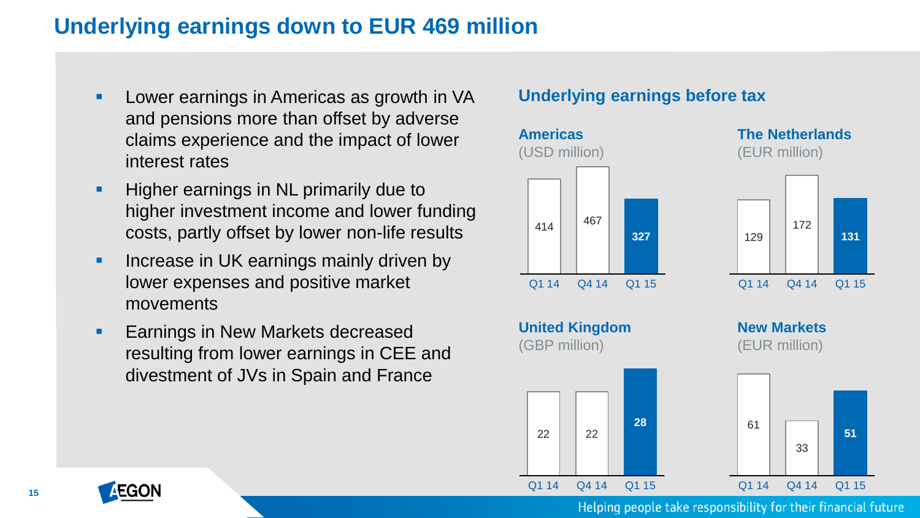# Underlying earnings down to EUR 469 million

- Lower earnings in Americas as growth in VA and pensions more than offset by adverse claims experience and the impact of lower interest rates
- Higher earnings in NL primarily due to higher investment income and lower funding costs, partly offset by lower non-life results
- Increase in UK earnings mainly driven by lower expenses and positive market movements
- Earnings in New Markets decreased resulting from lower earnings in CEE and divestment of JVs in Spain and France

## Underlying earnings before tax

**Americas** (USD million)

| Q1 14 | Q4 14 | Q1 15 |
|---|---|---|
| 414 | 467 | **327** |

**The Netherlands** (EUR million)

| Q1 14 | Q4 14 | Q1 15 |
|---|---|---|
| 129 | 172 | **131** |

**United Kingdom** (GBP million)

| Q1 14 | Q4 14 | Q1 15 |
|---|---|---|
| 22 | 22 | **28** |

**New Markets** (EUR million)

| Q1 14 | Q4 14 | Q1 15 |
|---|---|---|
| 61 | 33 | **51** |

Helping people take responsibility for their financial future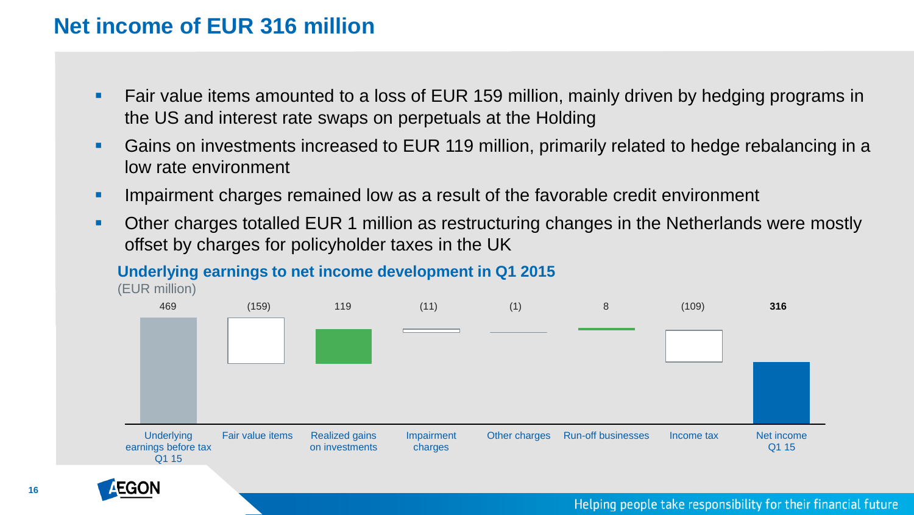# Net income of EUR 316 million

- Fair value items amounted to a loss of EUR 159 million, mainly driven by hedging programs in the US and interest rate swaps on perpetuals at the Holding
- Gains on investments increased to EUR 119 million, primarily related to hedge rebalancing in a low rate environment
- Impairment charges remained low as a result of the favorable credit environment
- Other charges totalled EUR 1 million as restructuring changes in the Netherlands were mostly offset by charges for policyholder taxes in the UK

## Underlying earnings to net income development in Q1 2015

(EUR million)

| Underlying earnings before tax Q1 15 | Fair value items | Realized gains on investments | Impairment charges | Other charges | Run-off businesses | Income tax | Net income Q1 15 |
|---|---|---|---|---|---|---|---|
| 469 | (159) | 119 | (11) | (1) | 8 | (109) | **316** |

Helping people take responsibility for their financial future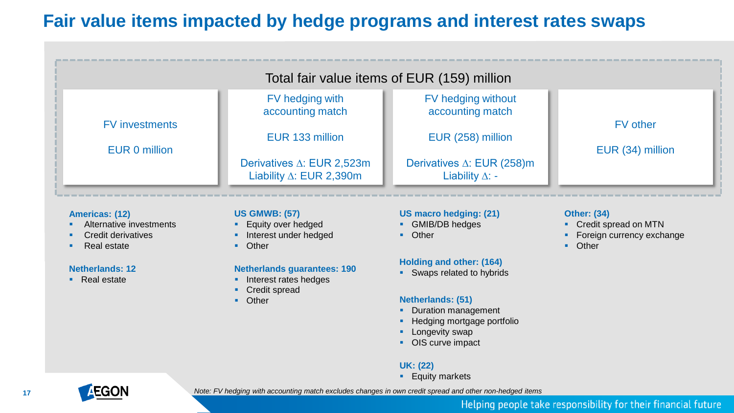# Fair value items impacted by hedge programs and interest rates swaps

## Total fair value items of EUR (159) million

| FV investments | FV hedging with accounting match | FV hedging without accounting match | FV other |
|---|---|---|---|
| EUR 0 million | EUR 133 million | EUR (258) million | EUR (34) million |
| | Derivatives ∆: EUR 2,523m<br>Liability ∆: EUR 2,390m | Derivatives ∆: EUR (258)m<br>Liability ∆: - | |

### FV investments

**Americas: (12)**
- Alternative investments
- Credit derivatives
- Real estate

**Netherlands: 12**
- Real estate

### FV hedging with accounting match

**US GMWB: (57)**
- Equity over hedged
- Interest under hedged
- Other

**Netherlands guarantees: 190**
- Interest rates hedges
- Credit spread
- Other

### FV hedging without accounting match

**US macro hedging: (21)**
- GMIB/DB hedges
- Other

**Holding and other: (164)**
- Swaps related to hybrids

**Netherlands: (51)**
- Duration management
- Hedging mortgage portfolio
- Longevity swap
- OIS curve impact

**UK: (22)**
- Equity markets

### FV other

**Other: (34)**
- Credit spread on MTN
- Foreign currency exchange
- Other

*Note: FV hedging with accounting match excludes changes in own credit spread and other non-hedged items*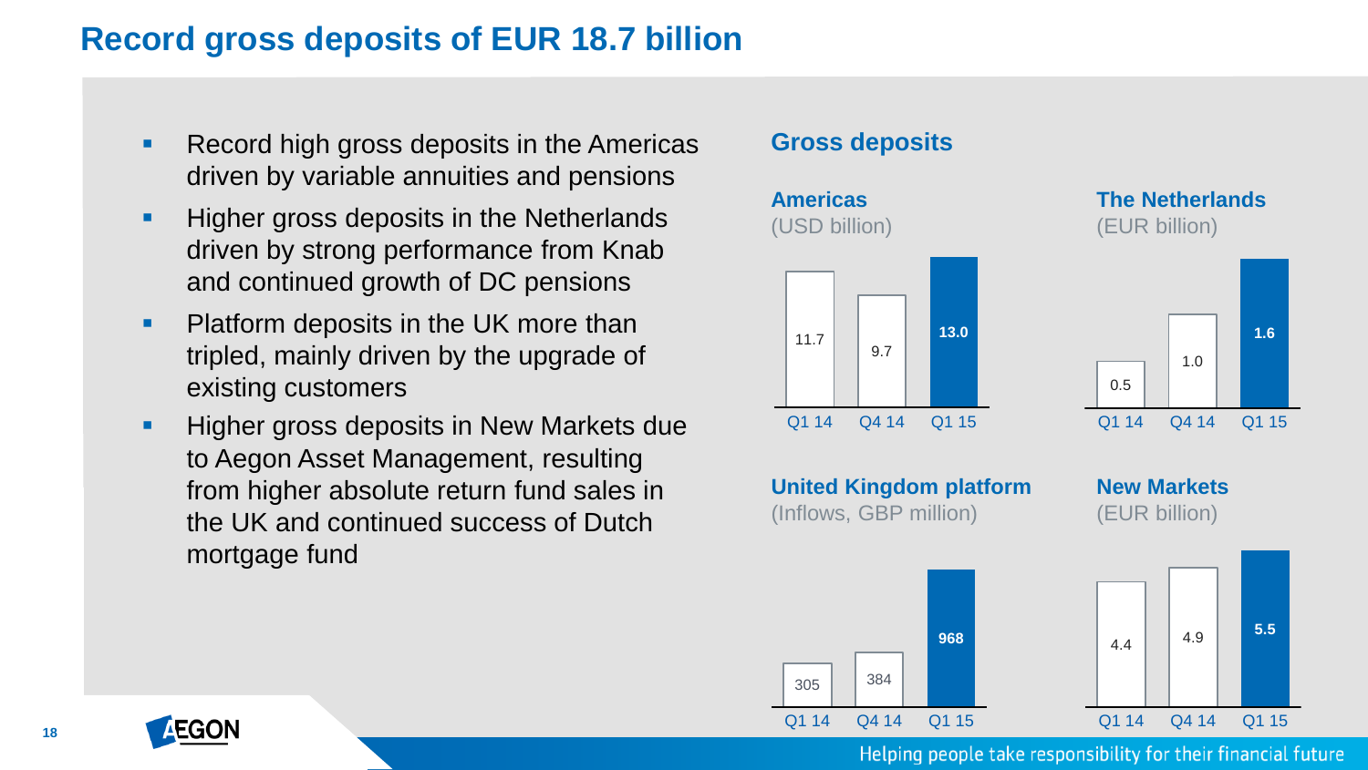# Record gross deposits of EUR 18.7 billion

- Record high gross deposits in the Americas driven by variable annuities and pensions
- Higher gross deposits in the Netherlands driven by strong performance from Knab and continued growth of DC pensions
- Platform deposits in the UK more than tripled, mainly driven by the upgrade of existing customers
- Higher gross deposits in New Markets due to Aegon Asset Management, resulting from higher absolute return fund sales in the UK and continued success of Dutch mortgage fund

## Gross deposits

**Americas** (USD billion)

| Q1 14 | Q4 14 | Q1 15 |
|---|---|---|
| 11.7 | 9.7 | **13.0** |

**The Netherlands** (EUR billion)

| Q1 14 | Q4 14 | Q1 15 |
|---|---|---|
| 0.5 | 1.0 | **1.6** |

**United Kingdom platform** (Inflows, GBP million)

| Q1 14 | Q4 14 | Q1 15 |
|---|---|---|
| 305 | 384 | **968** |

**New Markets** (EUR billion)

| Q1 14 | Q4 14 | Q1 15 |
|---|---|---|
| 4.4 | 4.9 | **5.5** |

Helping people take responsibility for their financial future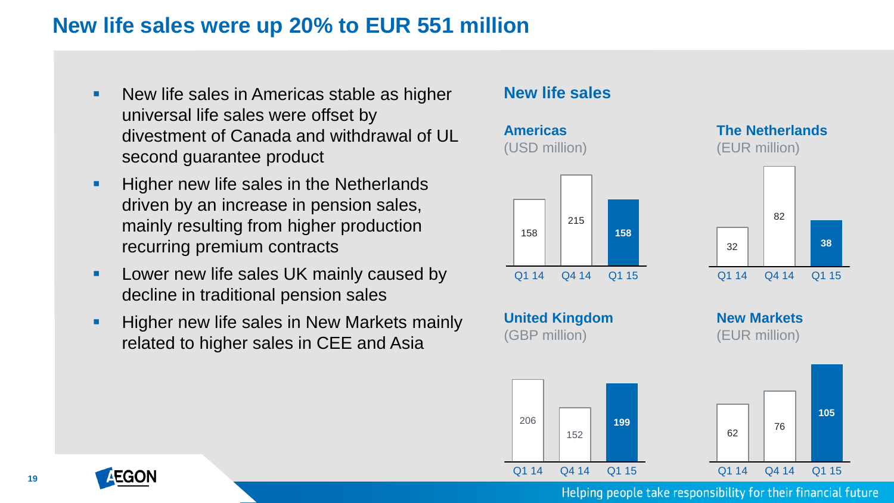# New life sales were up 20% to EUR 551 million

- New life sales in Americas stable as higher universal life sales were offset by divestment of Canada and withdrawal of UL second guarantee product
- Higher new life sales in the Netherlands driven by an increase in pension sales, mainly resulting from higher production recurring premium contracts
- Lower new life sales UK mainly caused by decline in traditional pension sales
- Higher new life sales in New Markets mainly related to higher sales in CEE and Asia

## New life sales

**Americas** (USD million)

| Q1 14 | Q4 14 | Q1 15 |
|---|---|---|
| 158 | 215 | **158** |

**The Netherlands** (EUR million)

| Q1 14 | Q4 14 | Q1 15 |
|---|---|---|
| 32 | 82 | **38** |

**United Kingdom** (GBP million)

| Q1 14 | Q4 14 | Q1 15 |
|---|---|---|
| 206 | 152 | **199** |

**New Markets** (EUR million)

| Q1 14 | Q4 14 | Q1 15 |
|---|---|---|
| 62 | 76 | **105** |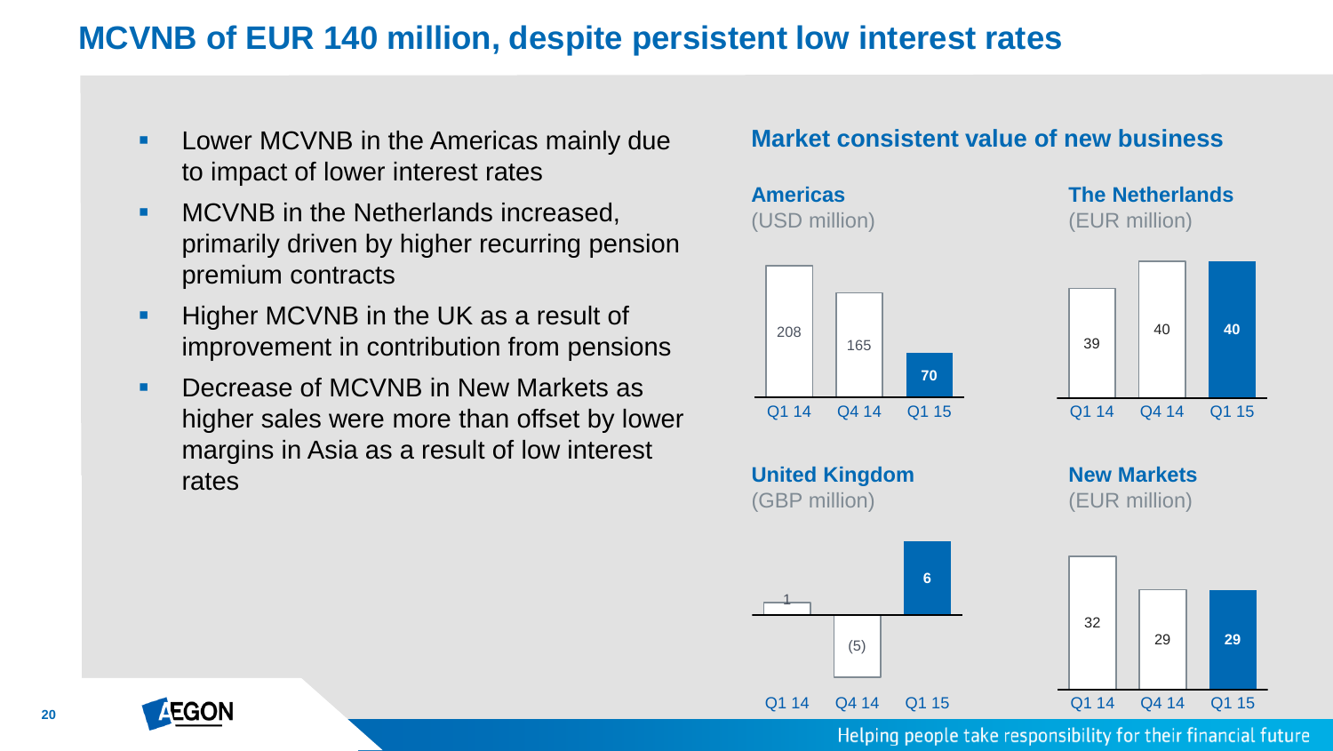# MCVNB of EUR 140 million, despite persistent low interest rates

- Lower MCVNB in the Americas mainly due to impact of lower interest rates
- MCVNB in the Netherlands increased, primarily driven by higher recurring pension premium contracts
- Higher MCVNB in the UK as a result of improvement in contribution from pensions
- Decrease of MCVNB in New Markets as higher sales were more than offset by lower margins in Asia as a result of low interest rates

## Market consistent value of new business

**Americas** (USD million)

| Q1 14 | Q4 14 | Q1 15 |
| --- | --- | --- |
| 208 | 165 | **70** |

**The Netherlands** (EUR million)

| Q1 14 | Q4 14 | Q1 15 |
| --- | --- | --- |
| 39 | 40 | **40** |

**United Kingdom** (GBP million)

| Q1 14 | Q4 14 | Q1 15 |
| --- | --- | --- |
| 1 | (5) | **6** |

**New Markets** (EUR million)

| Q1 14 | Q4 14 | Q1 15 |
| --- | --- | --- |
| 32 | 29 | **29** |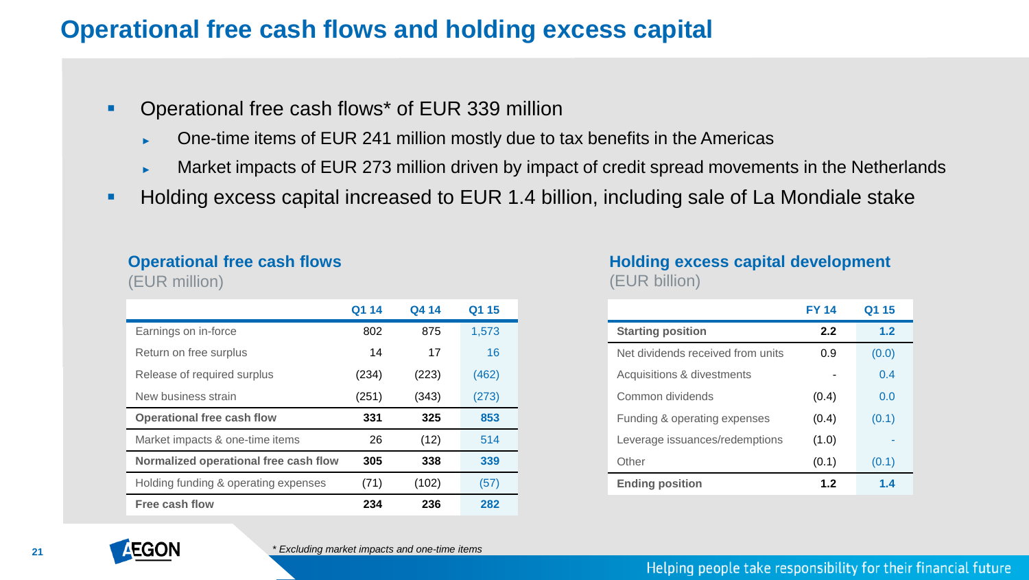# Operational free cash flows and holding excess capital

- Operational free cash flows* of EUR 339 million
  - One-time items of EUR 241 million mostly due to tax benefits in the Americas
  - Market impacts of EUR 273 million driven by impact of credit spread movements in the Netherlands
- Holding excess capital increased to EUR 1.4 billion, including sale of La Mondiale stake

## Operational free cash flows

(EUR million)

| | Q1 14 | Q4 14 | Q1 15 |
|---|---|---|---|
| Earnings on in-force | 802 | 875 | 1,573 |
| Return on free surplus | 14 | 17 | 16 |
| Release of required surplus | (234) | (223) | (462) |
| New business strain | (251) | (343) | (273) |
| **Operational free cash flow** | **331** | **325** | **853** |
| Market impacts & one-time items | 26 | (12) | 514 |
| **Normalized operational free cash flow** | **305** | **338** | **339** |
| Holding funding & operating expenses | (71) | (102) | (57) |
| **Free cash flow** | **234** | **236** | **282** |

## Holding excess capital development

(EUR billion)

| | FY 14 | Q1 15 |
|---|---|---|
| **Starting position** | **2.2** | **1.2** |
| Net dividends received from units | 0.9 | (0.0) |
| Acquisitions & divestments | - | 0.4 |
| Common dividends | (0.4) | 0.0 |
| Funding & operating expenses | (0.4) | (0.1) |
| Leverage issuances/redemptions | (1.0) | - |
| Other | (0.1) | (0.1) |
| **Ending position** | **1.2** | **1.4** |

*\* Excluding market impacts and one-time items*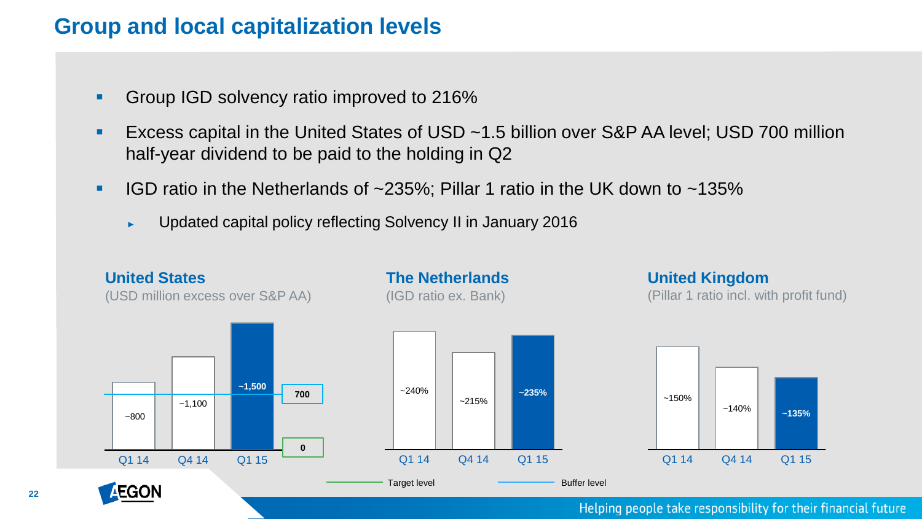# Group and local capitalization levels

- Group IGD solvency ratio improved to 216%
- Excess capital in the United States of USD ~1.5 billion over S&P AA level; USD 700 million half-year dividend to be paid to the holding in Q2
- IGD ratio in the Netherlands of ~235%; Pillar 1 ratio in the UK down to ~135%
  - Updated capital policy reflecting Solvency II in January 2016

## United States

(USD million excess over S&P AA)

| | Q1 14 | Q4 14 | Q1 15 |
|---|---|---|---|
| Excess over S&P AA | ~800 | ~1,100 | ~1,500 |

Buffer level: 700; Target level: 0

## The Netherlands

(IGD ratio ex. Bank)

| | Q1 14 | Q4 14 | Q1 15 |
|---|---|---|---|
| IGD ratio | ~240% | ~215% | ~235% |

## United Kingdom

(Pillar 1 ratio incl. with profit fund)

| | Q1 14 | Q4 14 | Q1 15 |
|---|---|---|---|
| Pillar 1 ratio | ~150% | ~140% | ~135% |

Target level — Buffer level

Helping people take responsibility for their financial future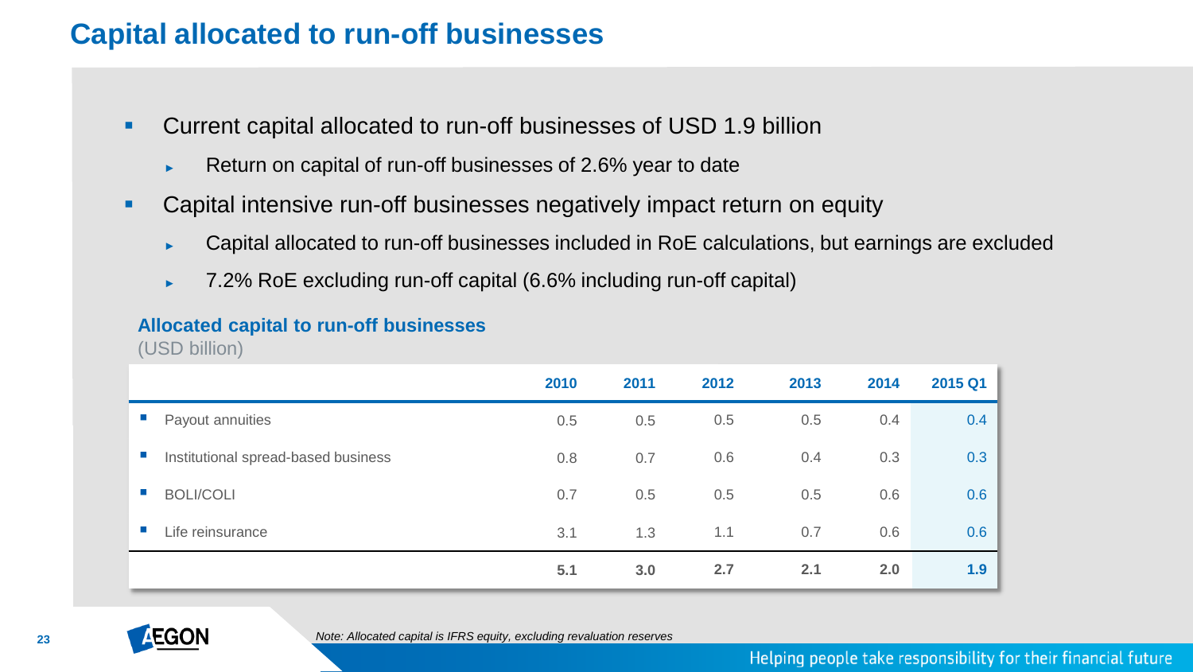# Capital allocated to run-off businesses

- Current capital allocated to run-off businesses of USD 1.9 billion
  - Return on capital of run-off businesses of 2.6% year to date
- Capital intensive run-off businesses negatively impact return on equity
  - Capital allocated to run-off businesses included in RoE calculations, but earnings are excluded
  - 7.2% RoE excluding run-off capital (6.6% including run-off capital)

**Allocated capital to run-off businesses**
(USD billion)

| | 2010 | 2011 | 2012 | 2013 | 2014 | 2015 Q1 |
|---|---|---|---|---|---|---|
| Payout annuities | 0.5 | 0.5 | 0.5 | 0.5 | 0.4 | 0.4 |
| Institutional spread-based business | 0.8 | 0.7 | 0.6 | 0.4 | 0.3 | 0.3 |
| BOLI/COLI | 0.7 | 0.5 | 0.5 | 0.5 | 0.6 | 0.6 |
| Life reinsurance | 3.1 | 1.3 | 1.1 | 0.7 | 0.6 | 0.6 |
| | **5.1** | **3.0** | **2.7** | **2.1** | **2.0** | **1.9** |

*Note: Allocated capital is IFRS equity, excluding revaluation reserves*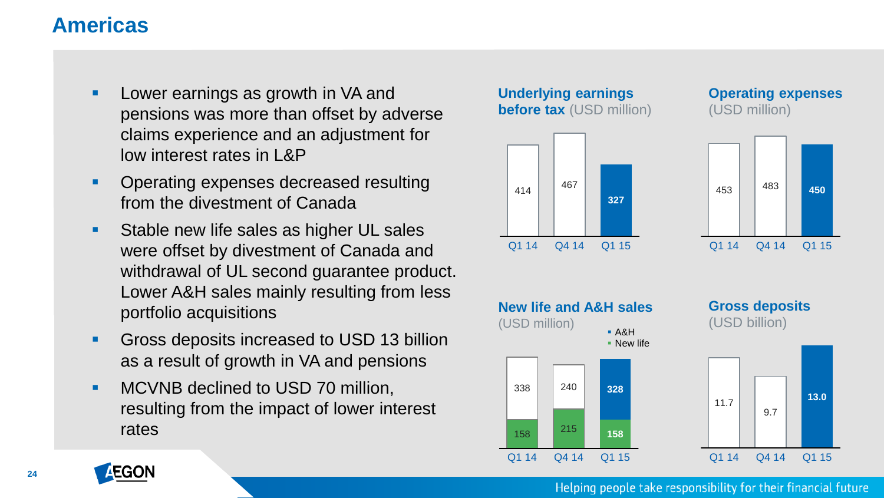# Americas

- Lower earnings as growth in VA and pensions was more than offset by adverse claims experience and an adjustment for low interest rates in L&P
- Operating expenses decreased resulting from the divestment of Canada
- Stable new life sales as higher UL sales were offset by divestment of Canada and withdrawal of UL second guarantee product. Lower A&H sales mainly resulting from less portfolio acquisitions
- Gross deposits increased to USD 13 billion as a result of growth in VA and pensions
- MCVNB declined to USD 70 million, resulting from the impact of lower interest rates

**Underlying earnings before tax** (USD million)

| | Q1 14 | Q4 14 | Q1 15 |
|---|---|---|---|
| Underlying earnings before tax | 414 | 467 | 327 |

**Operating expenses** (USD million)

| | Q1 14 | Q4 14 | Q1 15 |
|---|---|---|---|
| Operating expenses | 453 | 483 | 450 |

**New life and A&H sales** (USD million)

| | Q1 14 | Q4 14 | Q1 15 |
|---|---|---|---|
| A&H | 338 | 240 | 328 |
| New life | 158 | 215 | 158 |

**Gross deposits** (USD billion)

| | Q1 14 | Q4 14 | Q1 15 |
|---|---|---|---|
| Gross deposits | 11.7 | 9.7 | 13.0 |

Helping people take responsibility for their financial future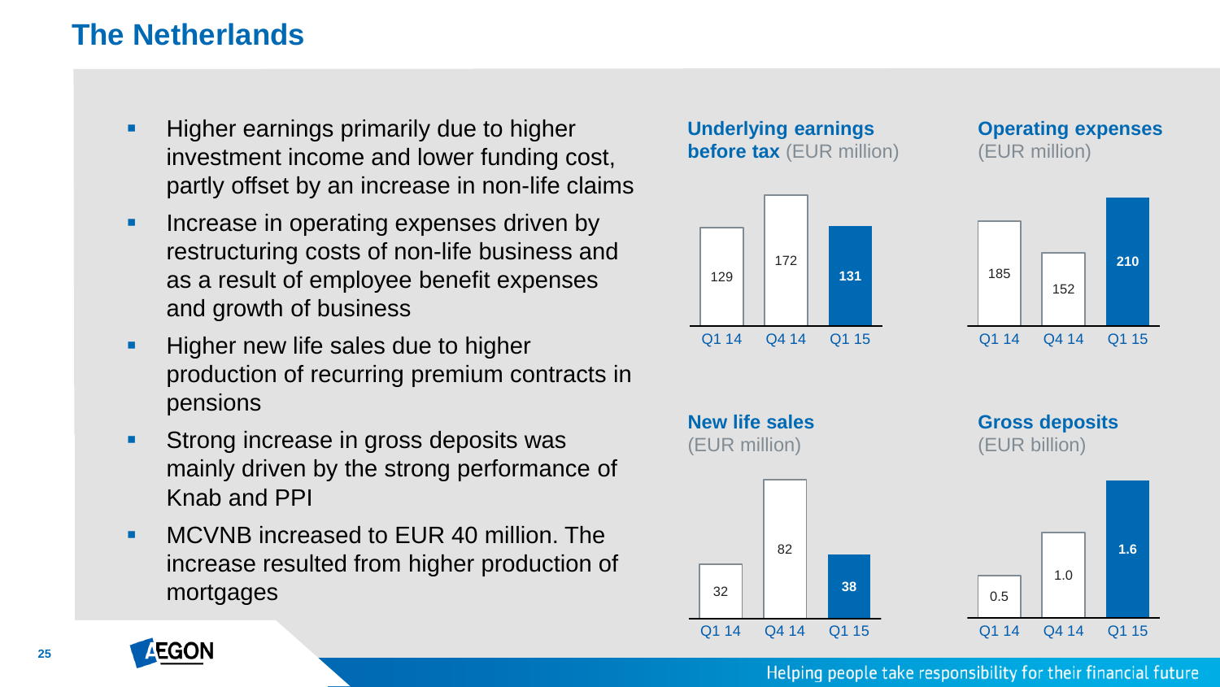# The Netherlands

- Higher earnings primarily due to higher investment income and lower funding cost, partly offset by an increase in non-life claims
- Increase in operating expenses driven by restructuring costs of non-life business and as a result of employee benefit expenses and growth of business
- Higher new life sales due to higher production of recurring premium contracts in pensions
- Strong increase in gross deposits was mainly driven by the strong performance of Knab and PPI
- MCVNB increased to EUR 40 million. The increase resulted from higher production of mortgages

**Underlying earnings before tax** (EUR million)

| Q1 14 | Q4 14 | Q1 15 |
|---|---|---|
| 129 | 172 | **131** |

**Operating expenses** (EUR million)

| Q1 14 | Q4 14 | Q1 15 |
|---|---|---|
| 185 | 152 | **210** |

**New life sales** (EUR million)

| Q1 14 | Q4 14 | Q1 15 |
|---|---|---|
| 32 | 82 | **38** |

**Gross deposits** (EUR billion)

| Q1 14 | Q4 14 | Q1 15 |
|---|---|---|
| 0.5 | 1.0 | **1.6** |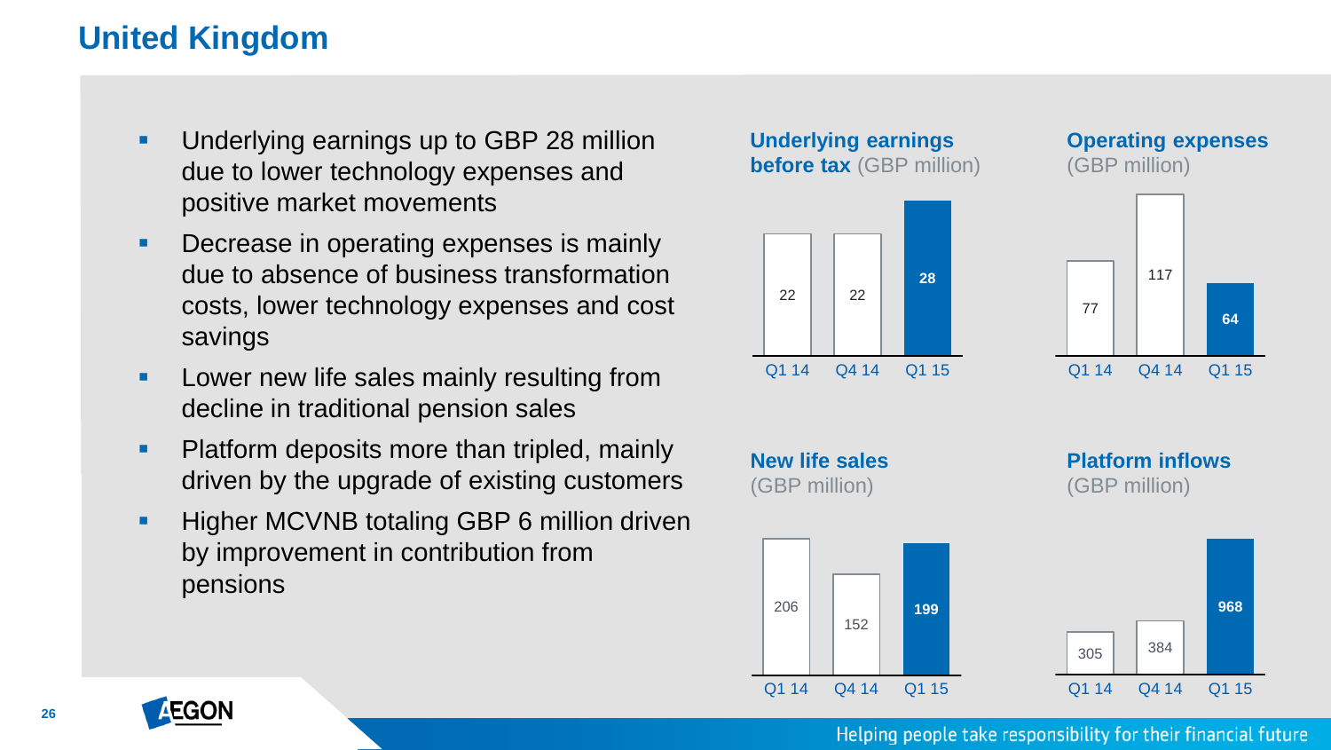# United Kingdom

- Underlying earnings up to GBP 28 million due to lower technology expenses and positive market movements
- Decrease in operating expenses is mainly due to absence of business transformation costs, lower technology expenses and cost savings
- Lower new life sales mainly resulting from decline in traditional pension sales
- Platform deposits more than tripled, mainly driven by the upgrade of existing customers
- Higher MCVNB totaling GBP 6 million driven by improvement in contribution from pensions

**Underlying earnings before tax** (GBP million)

| Q1 14 | Q4 14 | Q1 15 |
|---|---|---|
| 22 | 22 | 28 |

**Operating expenses** (GBP million)

| Q1 14 | Q4 14 | Q1 15 |
|---|---|---|
| 77 | 117 | 64 |

**New life sales** (GBP million)

| Q1 14 | Q4 14 | Q1 15 |
|---|---|---|
| 206 | 152 | 199 |

**Platform inflows** (GBP million)

| Q1 14 | Q4 14 | Q1 15 |
|---|---|---|
| 305 | 384 | 968 |

Helping people take responsibility for their financial future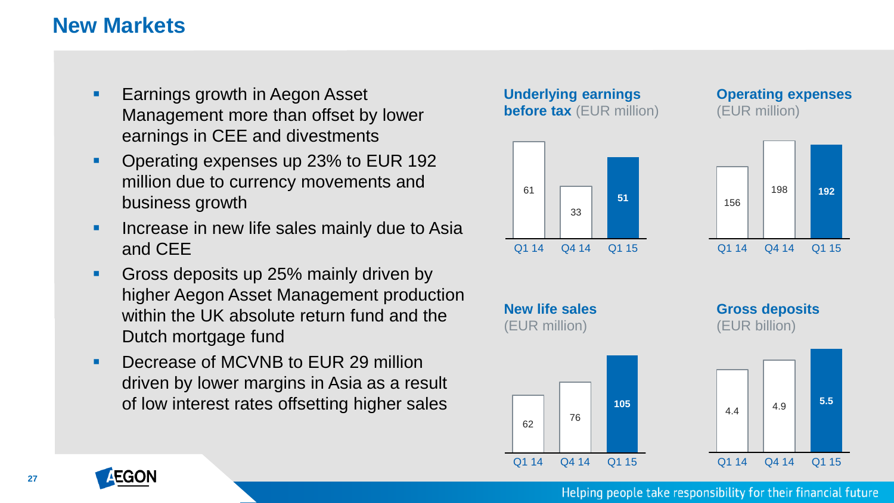# New Markets

- Earnings growth in Aegon Asset Management more than offset by lower earnings in CEE and divestments
- Operating expenses up 23% to EUR 192 million due to currency movements and business growth
- Increase in new life sales mainly due to Asia and CEE
- Gross deposits up 25% mainly driven by higher Aegon Asset Management production within the UK absolute return fund and the Dutch mortgage fund
- Decrease of MCVNB to EUR 29 million driven by lower margins in Asia as a result of low interest rates offsetting higher sales

**Underlying earnings before tax** (EUR million)

| Q1 14 | Q4 14 | Q1 15 |
|---|---|---|
| 61 | 33 | **51** |

**Operating expenses** (EUR million)

| Q1 14 | Q4 14 | Q1 15 |
|---|---|---|
| 156 | 198 | **192** |

**New life sales** (EUR million)

| Q1 14 | Q4 14 | Q1 15 |
|---|---|---|
| 62 | 76 | **105** |

**Gross deposits** (EUR billion)

| Q1 14 | Q4 14 | Q1 15 |
|---|---|---|
| 4.4 | 4.9 | **5.5** |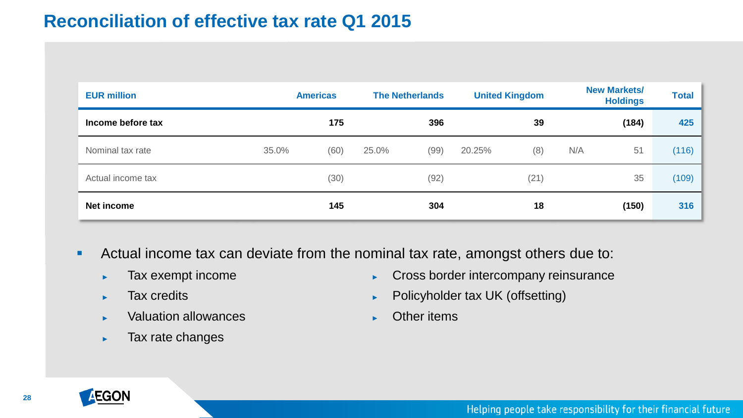# Reconciliation of effective tax rate Q1 2015

| EUR million | | Americas | | The Netherlands | | United Kingdom | | New Markets/ Holdings | Total |
|---|---|---|---|---|---|---|---|---|---|
| **Income before tax** | | **175** | | **396** | | **39** | | **(184)** | **425** |
| Nominal tax rate | 35.0% | (60) | 25.0% | (99) | 20.25% | (8) | N/A | 51 | (116) |
| Actual income tax | | (30) | | (92) | | (21) | | 35 | (109) |
| **Net income** | | **145** | | **304** | | **18** | | **(150)** | **316** |

- Actual income tax can deviate from the nominal tax rate, amongst others due to:
  - Tax exempt income
  - Tax credits
  - Valuation allowances
  - Tax rate changes
  - Cross border intercompany reinsurance
  - Policyholder tax UK (offsetting)
  - Other items

Helping people take responsibility for their financial future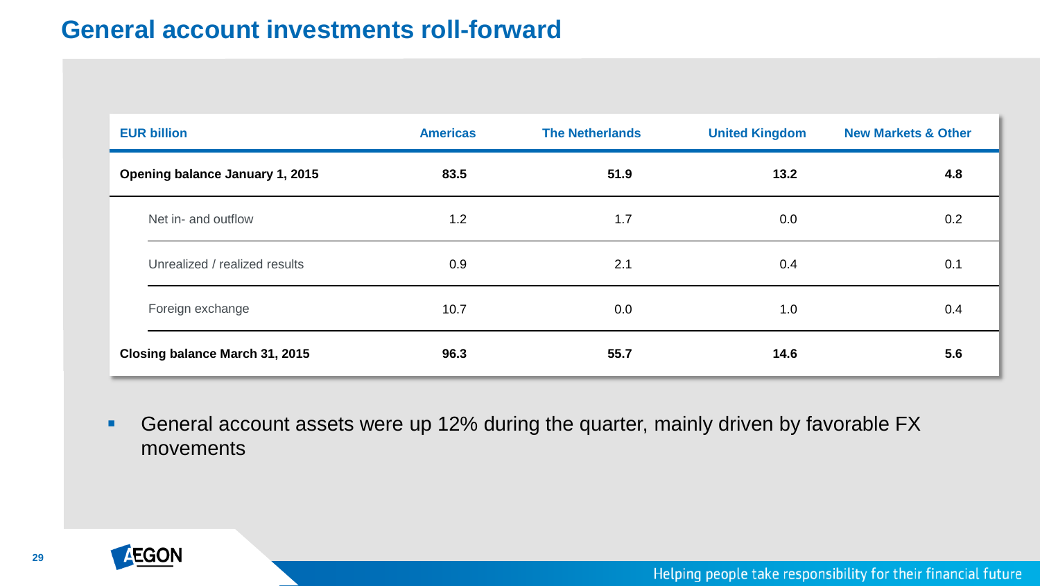# General account investments roll-forward

| EUR billion | Americas | The Netherlands | United Kingdom | New Markets & Other |
|---|---|---|---|---|
| **Opening balance January 1, 2015** | **83.5** | **51.9** | **13.2** | **4.8** |
| Net in- and outflow | 1.2 | 1.7 | 0.0 | 0.2 |
| Unrealized / realized results | 0.9 | 2.1 | 0.4 | 0.1 |
| Foreign exchange | 10.7 | 0.0 | 1.0 | 0.4 |
| **Closing balance March 31, 2015** | **96.3** | **55.7** | **14.6** | **5.6** |

- General account assets were up 12% during the quarter, mainly driven by favorable FX movements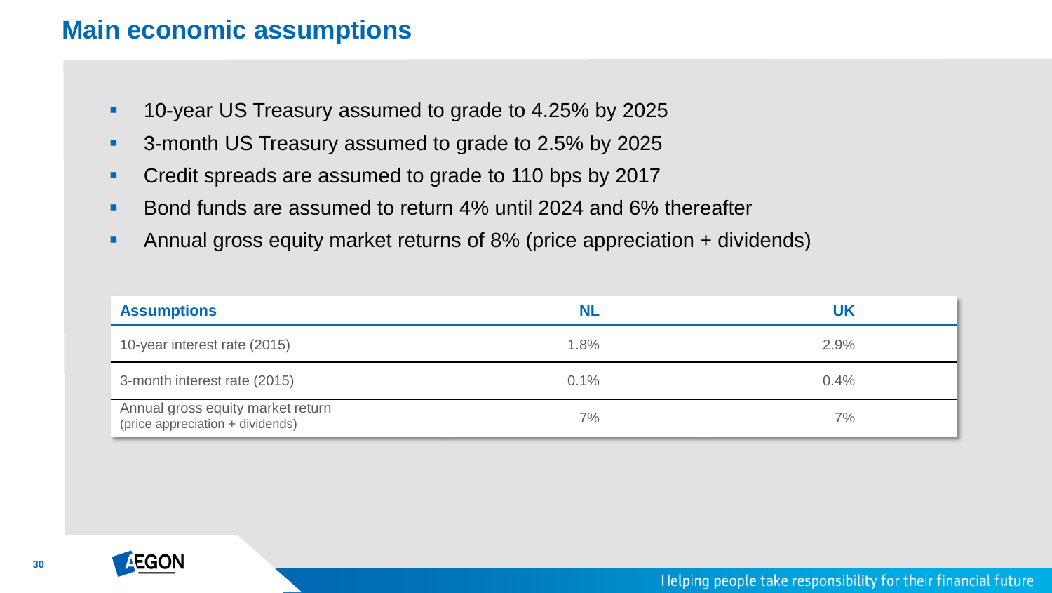# Main economic assumptions

- 10-year US Treasury assumed to grade to 4.25% by 2025
- 3-month US Treasury assumed to grade to 2.5% by 2025
- Credit spreads are assumed to grade to 110 bps by 2017
- Bond funds are assumed to return 4% until 2024 and 6% thereafter
- Annual gross equity market returns of 8% (price appreciation + dividends)

| Assumptions | NL | UK |
|---|---|---|
| 10-year interest rate (2015) | 1.8% | 2.9% |
| 3-month interest rate (2015) | 0.1% | 0.4% |
| Annual gross equity market return (price appreciation + dividends) | 7% | 7% |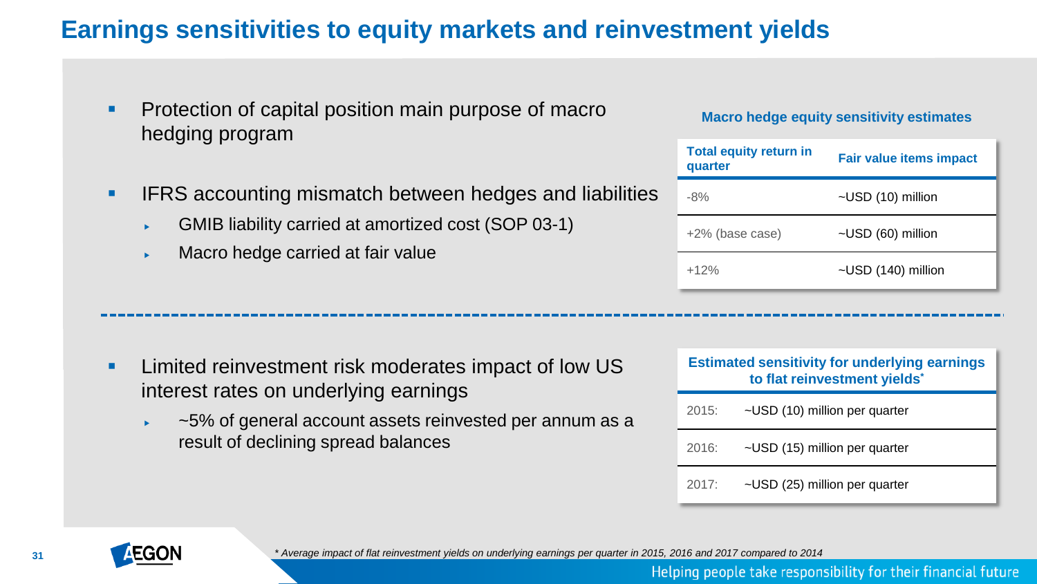# Earnings sensitivities to equity markets and reinvestment yields

- Protection of capital position main purpose of macro hedging program
- IFRS accounting mismatch between hedges and liabilities
  - GMIB liability carried at amortized cost (SOP 03-1)
  - Macro hedge carried at fair value

**Macro hedge equity sensitivity estimates**

| Total equity return in quarter | Fair value items impact |
|---|---|
| -8% | ~USD (10) million |
| +2% (base case) | ~USD (60) million |
| +12% | ~USD (140) million |

- Limited reinvestment risk moderates impact of low US interest rates on underlying earnings
  - ~5% of general account assets reinvested per annum as a result of declining spread balances

| Estimated sensitivity for underlying earnings to flat reinvestment yields* | |
|---|---|
| 2015: | ~USD (10) million per quarter |
| 2016: | ~USD (15) million per quarter |
| 2017: | ~USD (25) million per quarter |

*\* Average impact of flat reinvestment yields on underlying earnings per quarter in 2015, 2016 and 2017 compared to 2014*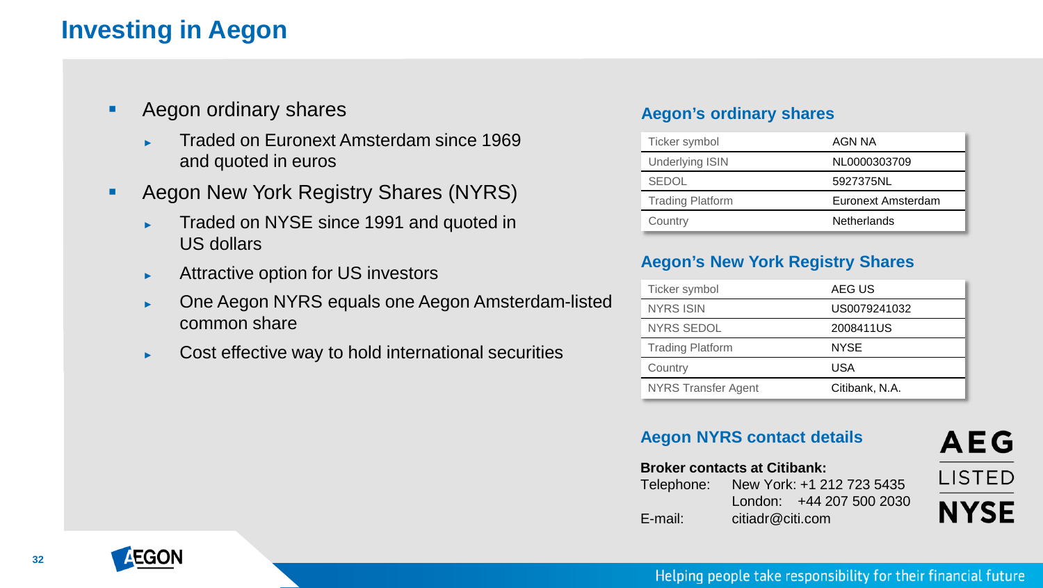# Investing in Aegon

- Aegon ordinary shares
  - Traded on Euronext Amsterdam since 1969 and quoted in euros
- Aegon New York Registry Shares (NYRS)
  - Traded on NYSE since 1991 and quoted in US dollars
  - Attractive option for US investors
  - One Aegon NYRS equals one Aegon Amsterdam-listed common share
  - Cost effective way to hold international securities

### Aegon's ordinary shares

| | |
|---|---|
| Ticker symbol | AGN NA |
| Underlying ISIN | NL0000303709 |
| SEDOL | 5927375NL |
| Trading Platform | Euronext Amsterdam |
| Country | Netherlands |

### Aegon's New York Registry Shares

| | |
|---|---|
| Ticker symbol | AEG US |
| NYRS ISIN | US0079241032 |
| NYRS SEDOL | 2008411US |
| Trading Platform | NYSE |
| Country | USA |
| NYRS Transfer Agent | Citibank, N.A. |

### Aegon NYRS contact details

**Broker contacts at Citibank:**

Telephone: New York: +1 212 723 5435
London: +44 207 500 2030

E-mail: citiadr@citi.com

AEG LISTED NYSE

Helping people take responsibility for their financial future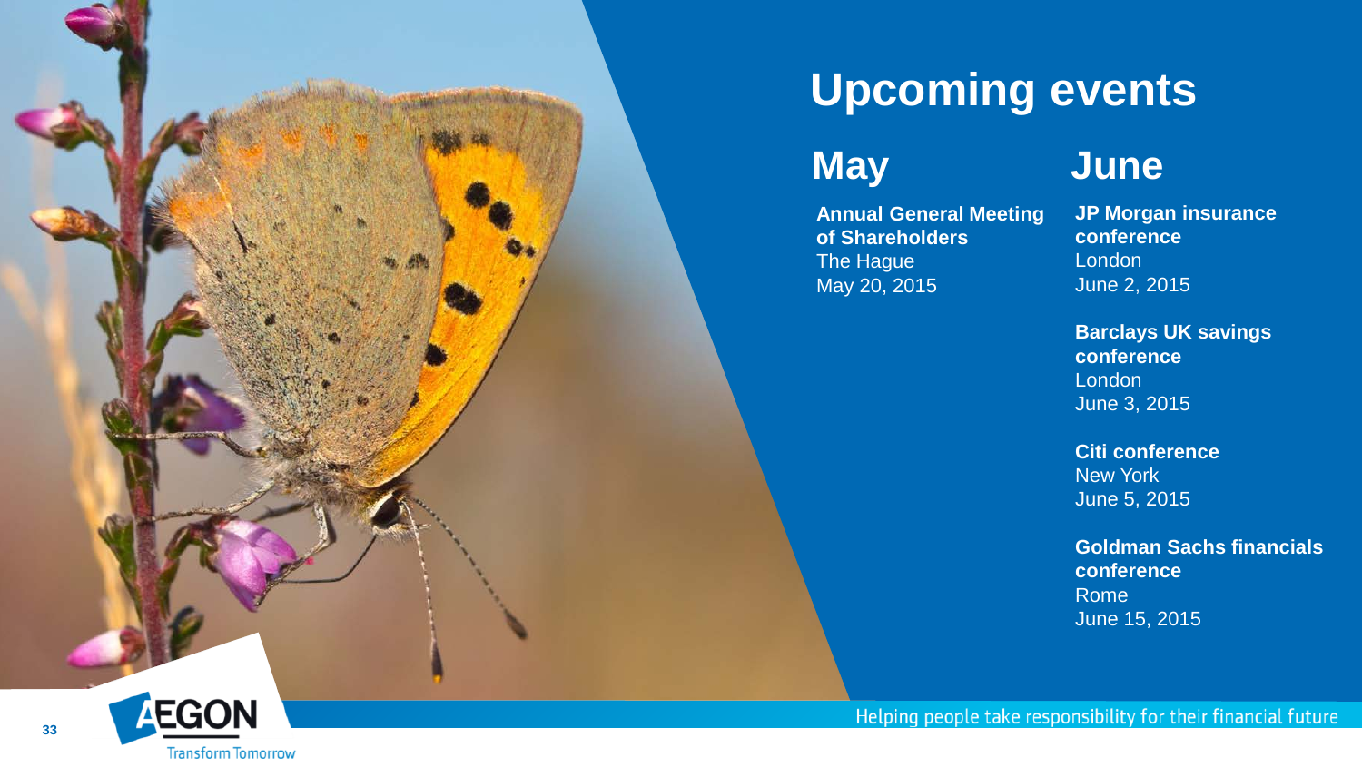# Upcoming events

## May

**Annual General Meeting of Shareholders**
The Hague
May 20, 2015

## June

**JP Morgan insurance conference**
London
June 2, 2015

**Barclays UK savings conference**
London
June 3, 2015

**Citi conference**
New York
June 5, 2015

**Goldman Sachs financials conference**
Rome
June 15, 2015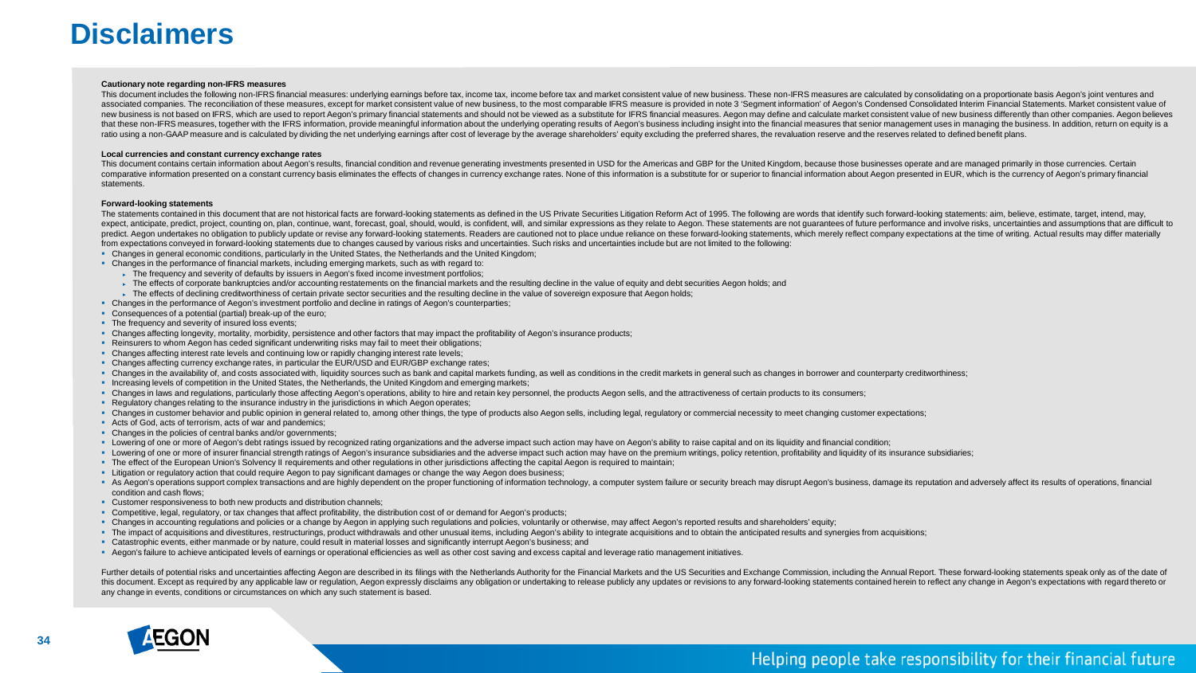# Disclaimers

**Cautionary note regarding non-IFRS measures**

This document includes the following non-IFRS financial measures: underlying earnings before tax, income tax, income before tax and market consistent value of new business. These non-IFRS measures are calculated by consolidating on a proportionate basis Aegon's joint ventures and associated companies. The reconciliation of these measures, except for market consistent value of new business, to the most comparable IFRS measure is provided in note 3 'Segment information' of Aegon's Condensed Consolidated Interim Financial Statements. Market consistent value of new business is not based on IFRS, which are used to report Aegon's primary financial statements and should not be viewed as a substitute for IFRS financial measures. Aegon may define and calculate market consistent value of new business differently than other companies. Aegon believes that these non-IFRS measures, together with the IFRS information, provide meaningful information about the underlying operating results of Aegon's business including insight into the financial measures that senior management uses in managing the business. In addition, return on equity is a ratio using a non-GAAP measure and is calculated by dividing the net underlying earnings after cost of leverage by the average shareholders' equity excluding the preferred shares, the revaluation reserve and the reserves related to defined benefit plans.

**Local currencies and constant currency exchange rates**

This document contains certain information about Aegon's results, financial condition and revenue generating investments presented in USD for the Americas and GBP for the United Kingdom, because those businesses operate and are managed primarily in those currencies. Certain comparative information presented on a constant currency basis eliminates the effects of changes in currency exchange rates. None of this information is a substitute for or superior to financial information about Aegon presented in EUR, which is the currency of Aegon's primary financial statements.

**Forward-looking statements**

The statements contained in this document that are not historical facts are forward-looking statements as defined in the US Private Securities Litigation Reform Act of 1995. The following are words that identify such forward-looking statements: aim, believe, estimate, target, intend, may, expect, anticipate, predict, project, counting on, plan, continue, want, forecast, goal, should, would, is confident, will, and similar expressions as they relate to Aegon. These statements are not guarantees of future performance and involve risks, uncertainties and assumptions that are difficult to predict. Aegon undertakes no obligation to publicly update or revise any forward-looking statements. Readers are cautioned not to place undue reliance on these forward-looking statements, which merely reflect company expectations at the time of writing. Actual results may differ materially from expectations conveyed in forward-looking statements due to changes caused by various risks and uncertainties. Such risks and uncertainties include but are not limited to the following:

- Changes in general economic conditions, particularly in the United States, the Netherlands and the United Kingdom;
- Changes in the performance of financial markets, including emerging markets, such as with regard to:
  - The frequency and severity of defaults by issuers in Aegon's fixed income investment portfolios;
  - The effects of corporate bankruptcies and/or accounting restatements on the financial markets and the resulting decline in the value of equity and debt securities Aegon holds; and
  - The effects of declining creditworthiness of certain private sector securities and the resulting decline in the value of sovereign exposure that Aegon holds;
- Changes in the performance of Aegon's investment portfolio and decline in ratings of Aegon's counterparties;
- Consequences of a potential (partial) break-up of the euro;
- The frequency and severity of insured loss events;
- Changes affecting longevity, mortality, morbidity, persistence and other factors that may impact the profitability of Aegon's insurance products;
- Reinsurers to whom Aegon has ceded significant underwriting risks may fail to meet their obligations;
- Changes affecting interest rate levels and continuing low or rapidly changing interest rate levels;
- Changes affecting currency exchange rates, in particular the EUR/USD and EUR/GBP exchange rates;
- Changes in the availability of, and costs associated with, liquidity sources such as bank and capital markets funding, as well as conditions in the credit markets in general such as changes in borrower and counterparty creditworthiness;
- Increasing levels of competition in the United States, the Netherlands, the United Kingdom and emerging markets;
- Changes in laws and regulations, particularly those affecting Aegon's operations, ability to hire and retain key personnel, the products Aegon sells, and the attractiveness of certain products to its consumers;
- Regulatory changes relating to the insurance industry in the jurisdictions in which Aegon operates;
- Changes in customer behavior and public opinion in general related to, among other things, the type of products also Aegon sells, including legal, regulatory or commercial necessity to meet changing customer expectations;
- Acts of God, acts of terrorism, acts of war and pandemics;
- Changes in the policies of central banks and/or governments;
- Lowering of one or more of Aegon's debt ratings issued by recognized rating organizations and the adverse impact such action may have on Aegon's ability to raise capital and on its liquidity and financial condition;
- Lowering of one or more of insurer financial strength ratings of Aegon's insurance subsidiaries and the adverse impact such action may have on the premium writings, policy retention, profitability and liquidity of its insurance subsidiaries;
- The effect of the European Union's Solvency II requirements and other regulations in other jurisdictions affecting the capital Aegon is required to maintain;
- Litigation or regulatory action that could require Aegon to pay significant damages or change the way Aegon does business;
- As Aegon's operations support complex transactions and are highly dependent on the proper functioning of information technology, a computer system failure or security breach may disrupt Aegon's business, damage its reputation and adversely affect its results of operations, financial condition and cash flows;
- Customer responsiveness to both new products and distribution channels;
- Competitive, legal, regulatory, or tax changes that affect profitability, the distribution cost of or demand for Aegon's products;
- Changes in accounting regulations and policies or a change by Aegon in applying such regulations and policies, voluntarily or otherwise, may affect Aegon's reported results and shareholders' equity;
- The impact of acquisitions and divestitures, restructurings, product withdrawals and other unusual items, including Aegon's ability to integrate acquisitions and to obtain the anticipated results and synergies from acquisitions;
- Catastrophic events, either manmade or by nature, could result in material losses and significantly interrupt Aegon's business; and
- Aegon's failure to achieve anticipated levels of earnings or operational efficiencies as well as other cost saving and excess capital and leverage ratio management initiatives.

Further details of potential risks and uncertainties affecting Aegon are described in its filings with the Netherlands Authority for the Financial Markets and the US Securities and Exchange Commission, including the Annual Report. These forward-looking statements speak only as of the date of this document. Except as required by any applicable law or regulation, Aegon expressly disclaims any obligation or undertaking to release publicly any updates or revisions to any forward-looking statements contained herein to reflect any change in Aegon's expectations with regard thereto or any change in events, conditions or circumstances on which any such statement is based.